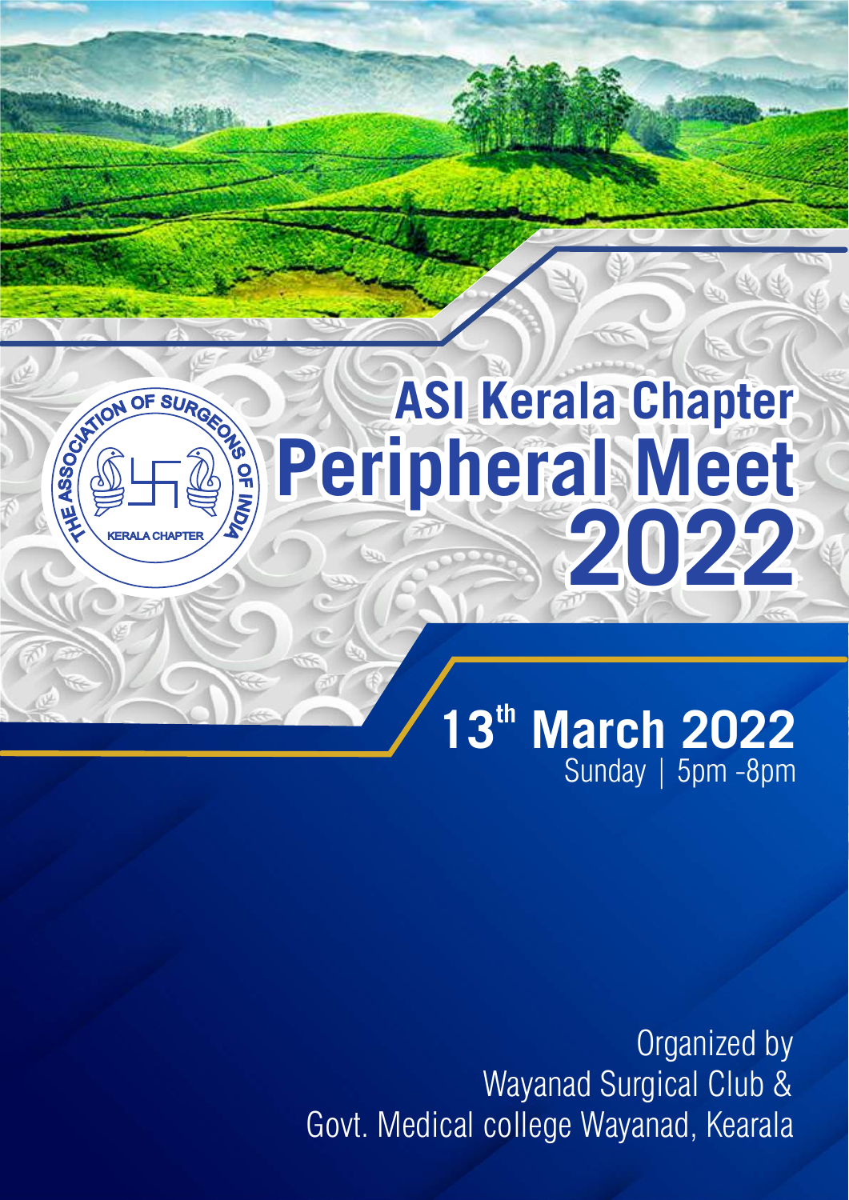THE ASSOCIATION OF SURGEONS OF INDIA
KERALA CHAPTER

# ASI Kerala Chapter
# Peripheral Meet 2022

## $13^{th}$ March 2022

Sunday | 5pm -8pm

Organized by
Wayanad Surgical Club &
Govt. Medical college Wayanad, Kearala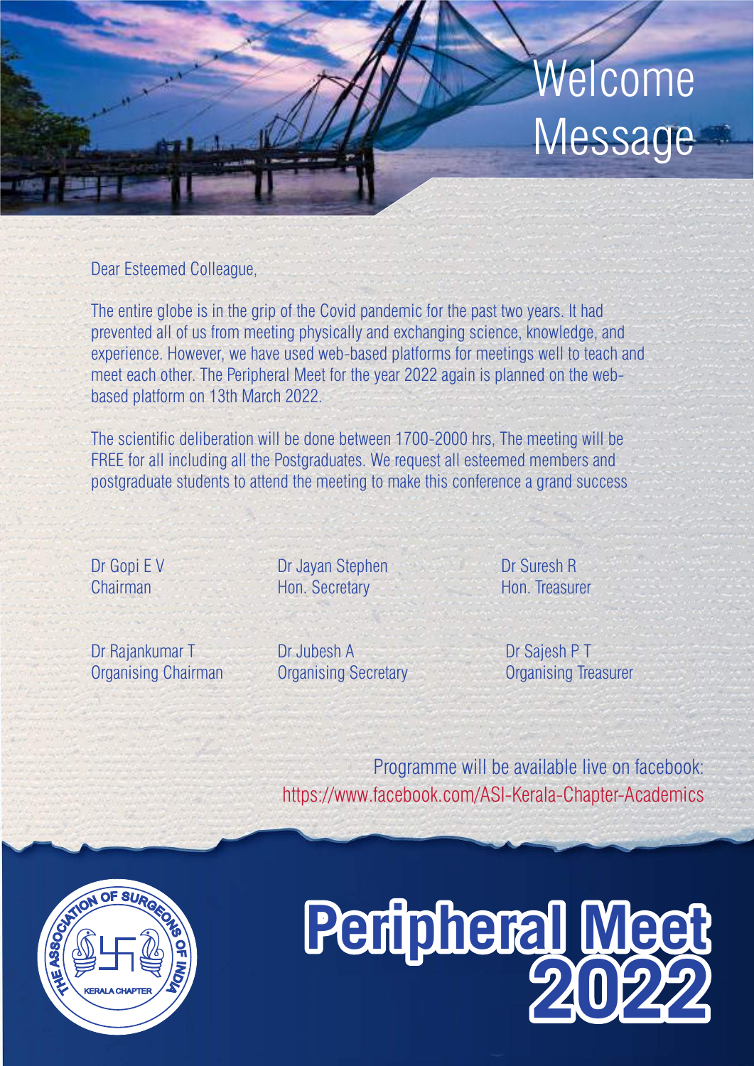# Welcome Message

Dear Esteemed Colleague,

The entire globe is in the grip of the Covid pandemic for the past two years. It had prevented all of us from meeting physically and exchanging science, knowledge, and experience. However, we have used web-based platforms for meetings well to teach and meet each other. The Peripheral Meet for the year 2022 again is planned on the web-based platform on 13th March 2022.

The scientific deliberation will be done between 1700-2000 hrs, The meeting will be FREE for all including all the Postgraduates. We request all esteemed members and postgraduate students to attend the meeting to make this conference a grand success

Dr Gopi E V
Chairman

Dr Jayan Stephen
Hon. Secretary

Dr Suresh R
Hon. Treasurer

Dr Rajankumar T
Organising Chairman

Dr Jubesh A
Organising Secretary

Dr Sajesh P T
Organising Treasurer

Programme will be available live on facebook:
https://www.facebook.com/ASI-Kerala-Chapter-Academics

THE ASSOCIATION OF SURGEONS OF INDIA
KERALA CHAPTER

# Peripheral Meet 2022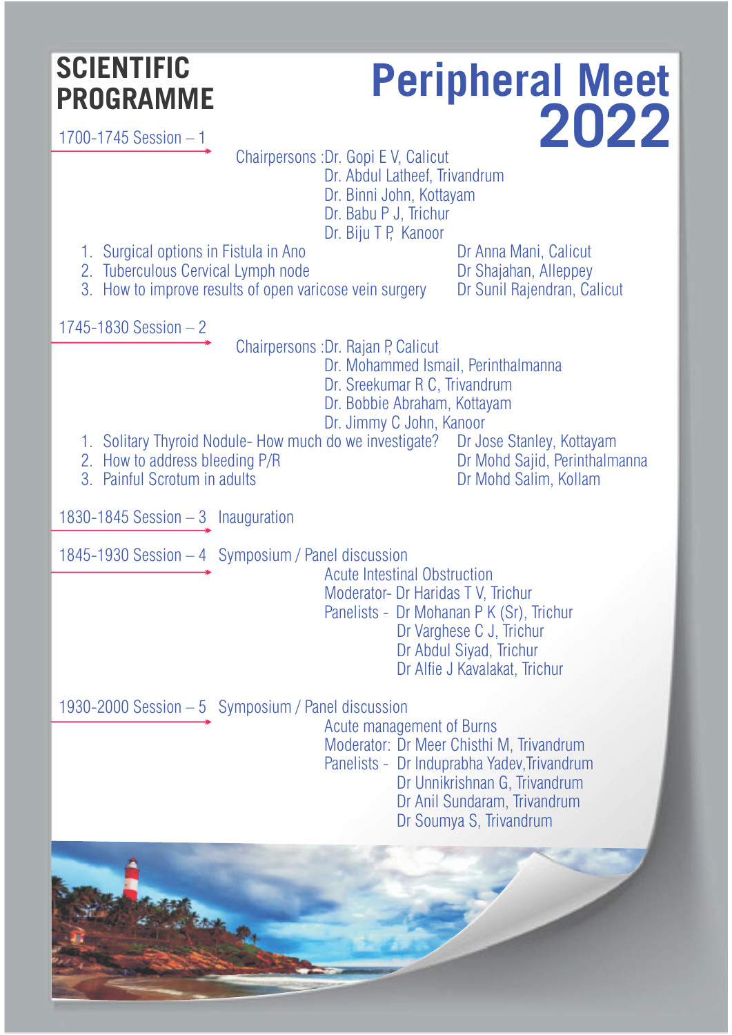# SCIENTIFIC PROGRAMME

# Peripheral Meet 2022

## 1700-1745 Session – 1

Chairpersons : Dr. Gopi E V, Calicut
Dr. Abdul Latheef, Trivandrum
Dr. Binni John, Kottayam
Dr. Babu P J, Trichur
Dr. Biju T P, Kanoor

1. Surgical options in Fistula in Ano — Dr Anna Mani, Calicut
2. Tuberculous Cervical Lymph node — Dr Shajahan, Alleppey
3. How to improve results of open varicose vein surgery — Dr Sunil Rajendran, Calicut

## 1745-1830 Session – 2

Chairpersons : Dr. Rajan P, Calicut
Dr. Mohammed Ismail, Perinthalmanna
Dr. Sreekumar R C, Trivandrum
Dr. Bobbie Abraham, Kottayam
Dr. Jimmy C John, Kanoor

1. Solitary Thyroid Nodule- How much do we investigate? — Dr Jose Stanley, Kottayam
2. How to address bleeding P/R — Dr Mohd Sajid, Perinthalmanna
3. Painful Scrotum in adults — Dr Mohd Salim, Kollam

## 1830-1845 Session – 3 Inauguration

## 1845-1930 Session – 4 Symposium / Panel discussion

Acute Intestinal Obstruction
Moderator- Dr Haridas T V, Trichur
Panelists - Dr Mohanan P K (Sr), Trichur
Dr Varghese C J, Trichur
Dr Abdul Siyad, Trichur
Dr Alfie J Kavalakat, Trichur

## 1930-2000 Session – 5 Symposium / Panel discussion

Acute management of Burns
Moderator: Dr Meer Chisthi M, Trivandrum
Panelists - Dr Induprabha Yadev, Trivandrum
Dr Unnikrishnan G, Trivandrum
Dr Anil Sundaram, Trivandrum
Dr Soumya S, Trivandrum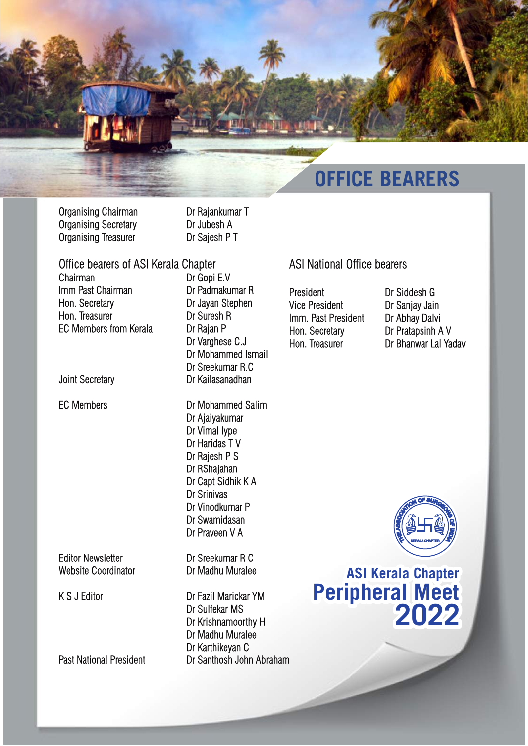# OFFICE BEARERS

| | |
|---|---|
| Organising Chairman | Dr Rajankumar T |
| Organising Secretary | Dr Jubesh A |
| Organising Treasurer | Dr Sajesh P T |

## Office bearers of ASI Kerala Chapter

| | |
|---|---|
| Chairman | Dr Gopi E.V |
| Imm Past Chairman | Dr Padmakumar R |
| Hon. Secretary | Dr Jayan Stephen |
| Hon. Treasurer | Dr Suresh R |
| EC Members from Kerala | Dr Rajan P |
| | Dr Varghese C.J |
| | Dr Mohammed Ismail |
| | Dr Sreekumar R.C |
| Joint Secretary | Dr Kailasanadhan |
| EC Members | Dr Mohammed Salim |
| | Dr Ajaiyakumar |
| | Dr Vimal Iype |
| | Dr Haridas T V |
| | Dr Rajesh P S |
| | Dr RShajahan |
| | Dr Capt Sidhik K A |
| | Dr Srinivas |
| | Dr Vinodkumar P |
| | Dr Swamidasan |
| | Dr Praveen V A |
| Editor Newsletter | Dr Sreekumar R C |
| Website Coordinator | Dr Madhu Muralee |
| K S J Editor | Dr Fazil Marickar YM |
| | Dr Sulfekar MS |
| | Dr Krishnamoorthy H |
| | Dr Madhu Muralee |
| | Dr Karthikeyan C |
| Past National President | Dr Santhosh John Abraham |

## ASI National Office bearers

| | |
|---|---|
| President | Dr Siddesh G |
| Vice President | Dr Sanjay Jain |
| Imm. Past President | Dr Abhay Dalvi |
| Hon. Secretary | Dr Pratapsinh A V |
| Hon. Treasurer | Dr Bhanwar Lal Yadav |

ASI Kerala Chapter

**Peripheral Meet 2022**